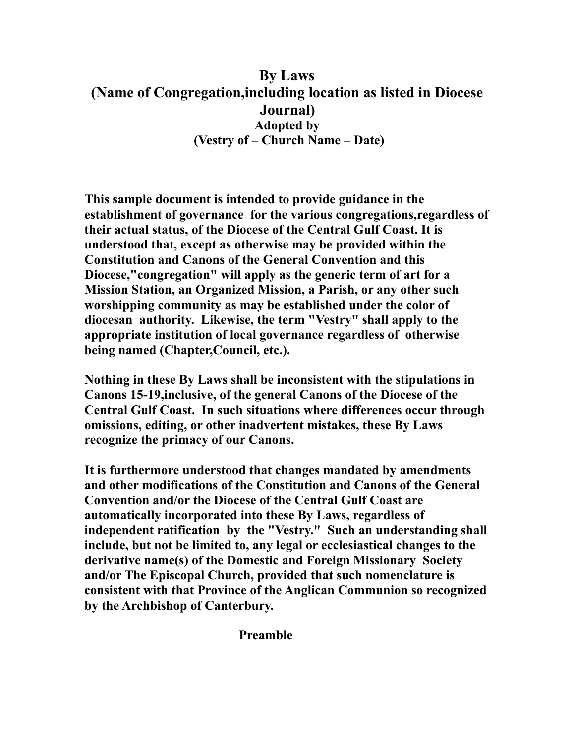# By Laws
# (Name of Congregation,including location as listed in Diocese Journal)

**Adopted by**
**(Vestry of – Church Name – Date)**

**This sample document is intended to provide guidance in the establishment of governance for the various congregations,regardless of their actual status, of the Diocese of the Central Gulf Coast. It is understood that, except as otherwise may be provided within the Constitution and Canons of the General Convention and this Diocese,"congregation" will apply as the generic term of art for a Mission Station, an Organized Mission, a Parish, or any other such worshipping community as may be established under the color of diocesan authority. Likewise, the term "Vestry" shall apply to the appropriate institution of local governance regardless of otherwise being named (Chapter,Council, etc.).**

**Nothing in these By Laws shall be inconsistent with the stipulations in Canons 15-19,inclusive, of the general Canons of the Diocese of the Central Gulf Coast. In such situations where differences occur through omissions, editing, or other inadvertent mistakes, these By Laws recognize the primacy of our Canons.**

**It is furthermore understood that changes mandated by amendments and other modifications of the Constitution and Canons of the General Convention and/or the Diocese of the Central Gulf Coast are automatically incorporated into these By Laws, regardless of independent ratification by the "Vestry." Such an understanding shall include, but not be limited to, any legal or ecclesiastical changes to the derivative name(s) of the Domestic and Foreign Missionary Society and/or The Episcopal Church, provided that such nomenclature is consistent with that Province of the Anglican Communion so recognized by the Archbishop of Canterbury.**

## Preamble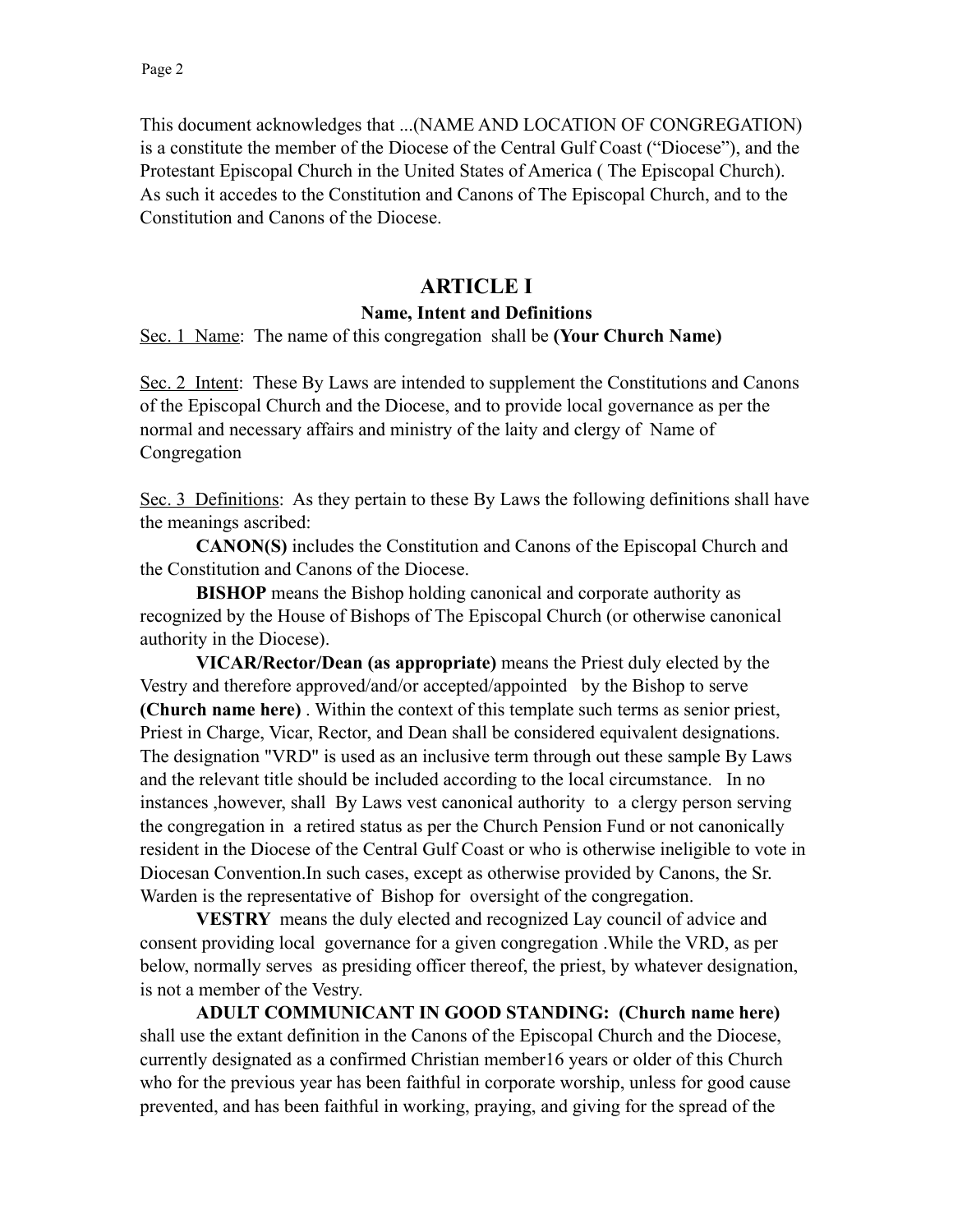This document acknowledges that ...(NAME AND LOCATION OF CONGREGATION) is a constitute the member of the Diocese of the Central Gulf Coast ("Diocese"), and the Protestant Episcopal Church in the United States of America ( The Episcopal Church). As such it accedes to the Constitution and Canons of The Episcopal Church, and to the Constitution and Canons of the Diocese.

## ARTICLE I

### Name, Intent and Definitions

Sec. 1 Name: The name of this congregation shall be **(Your Church Name)**

Sec. 2 Intent: These By Laws are intended to supplement the Constitutions and Canons of the Episcopal Church and the Diocese, and to provide local governance as per the normal and necessary affairs and ministry of the laity and clergy of Name of Congregation

Sec. 3 Definitions: As they pertain to these By Laws the following definitions shall have the meanings ascribed:

**CANON(S)** includes the Constitution and Canons of the Episcopal Church and the Constitution and Canons of the Diocese.

**BISHOP** means the Bishop holding canonical and corporate authority as recognized by the House of Bishops of The Episcopal Church (or otherwise canonical authority in the Diocese).

**VICAR/Rector/Dean (as appropriate)** means the Priest duly elected by the Vestry and therefore approved/and/or accepted/appointed by the Bishop to serve **(Church name here)** . Within the context of this template such terms as senior priest, Priest in Charge, Vicar, Rector, and Dean shall be considered equivalent designations. The designation "VRD" is used as an inclusive term through out these sample By Laws and the relevant title should be included according to the local circumstance. In no instances ,however, shall By Laws vest canonical authority to a clergy person serving the congregation in a retired status as per the Church Pension Fund or not canonically resident in the Diocese of the Central Gulf Coast or who is otherwise ineligible to vote in Diocesan Convention.In such cases, except as otherwise provided by Canons, the Sr. Warden is the representative of Bishop for oversight of the congregation.

**VESTRY** means the duly elected and recognized Lay council of advice and consent providing local governance for a given congregation .While the VRD, as per below, normally serves as presiding officer thereof, the priest, by whatever designation, is not a member of the Vestry.

**ADULT COMMUNICANT IN GOOD STANDING: (Church name here)** shall use the extant definition in the Canons of the Episcopal Church and the Diocese, currently designated as a confirmed Christian member16 years or older of this Church who for the previous year has been faithful in corporate worship, unless for good cause prevented, and has been faithful in working, praying, and giving for the spread of the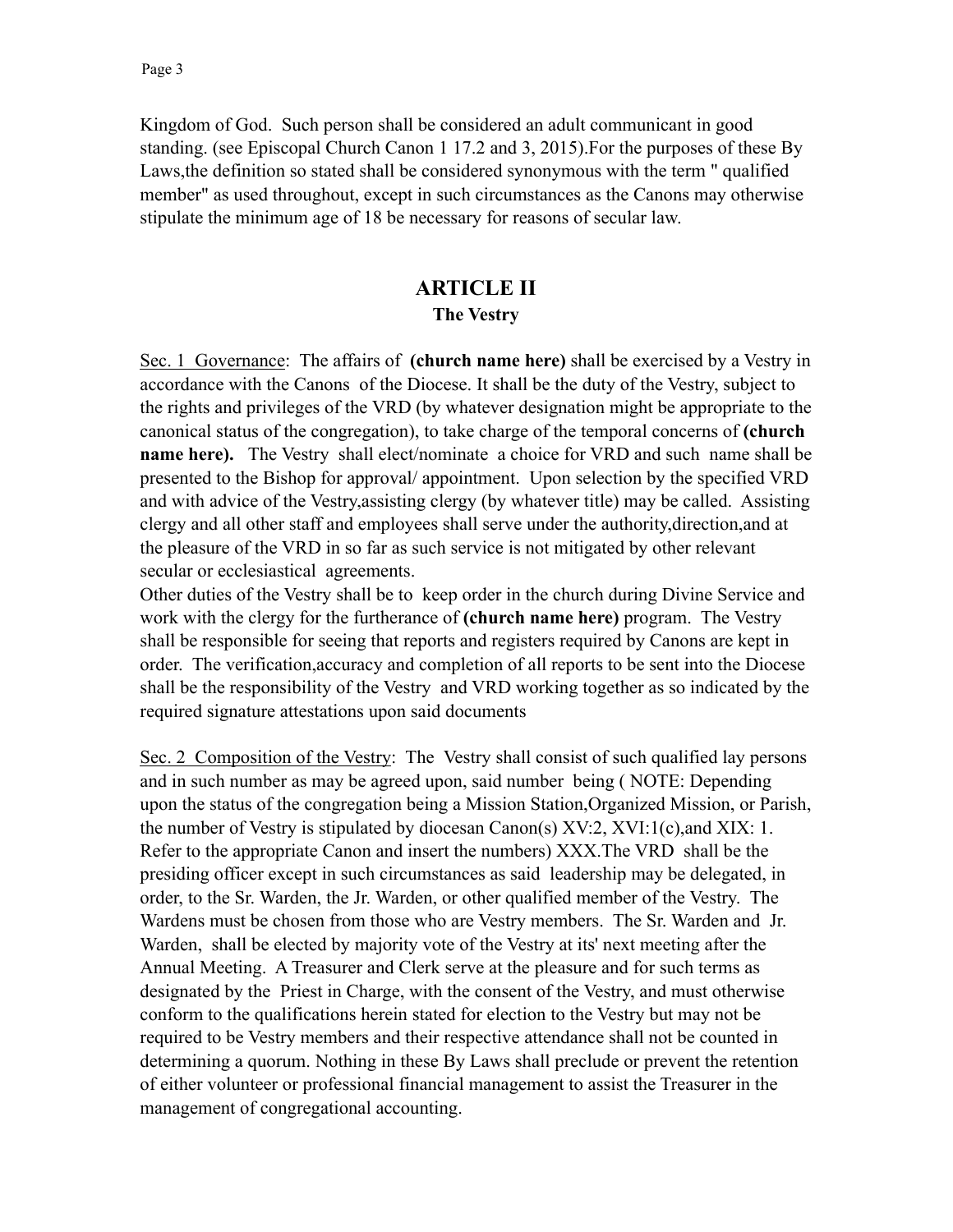Kingdom of God. Such person shall be considered an adult communicant in good standing. (see Episcopal Church Canon 1 17.2 and 3, 2015).For the purposes of these By Laws,the definition so stated shall be considered synonymous with the term " qualified member" as used throughout, except in such circumstances as the Canons may otherwise stipulate the minimum age of 18 be necessary for reasons of secular law.

## ARTICLE II

### The Vestry

<u>Sec. 1 Governance</u>: The affairs of **(church name here)** shall be exercised by a Vestry in accordance with the Canons of the Diocese. It shall be the duty of the Vestry, subject to the rights and privileges of the VRD (by whatever designation might be appropriate to the canonical status of the congregation), to take charge of the temporal concerns of **(church name here).** The Vestry shall elect/nominate a choice for VRD and such name shall be presented to the Bishop for approval/ appointment. Upon selection by the specified VRD and with advice of the Vestry,assisting clergy (by whatever title) may be called. Assisting clergy and all other staff and employees shall serve under the authority,direction,and at the pleasure of the VRD in so far as such service is not mitigated by other relevant secular or ecclesiastical agreements.

Other duties of the Vestry shall be to keep order in the church during Divine Service and work with the clergy for the furtherance of **(church name here)** program. The Vestry shall be responsible for seeing that reports and registers required by Canons are kept in order. The verification,accuracy and completion of all reports to be sent into the Diocese shall be the responsibility of the Vestry and VRD working together as so indicated by the required signature attestations upon said documents

<u>Sec. 2 Composition of the Vestry</u>: The Vestry shall consist of such qualified lay persons and in such number as may be agreed upon, said number being ( NOTE: Depending upon the status of the congregation being a Mission Station,Organized Mission, or Parish, the number of Vestry is stipulated by diocesan Canon(s) XV:2, XVI:1(c),and XIX: 1. Refer to the appropriate Canon and insert the numbers) XXX.The VRD shall be the presiding officer except in such circumstances as said leadership may be delegated, in order, to the Sr. Warden, the Jr. Warden, or other qualified member of the Vestry. The Wardens must be chosen from those who are Vestry members. The Sr. Warden and Jr. Warden, shall be elected by majority vote of the Vestry at its' next meeting after the Annual Meeting. A Treasurer and Clerk serve at the pleasure and for such terms as designated by the Priest in Charge, with the consent of the Vestry, and must otherwise conform to the qualifications herein stated for election to the Vestry but may not be required to be Vestry members and their respective attendance shall not be counted in determining a quorum. Nothing in these By Laws shall preclude or prevent the retention of either volunteer or professional financial management to assist the Treasurer in the management of congregational accounting.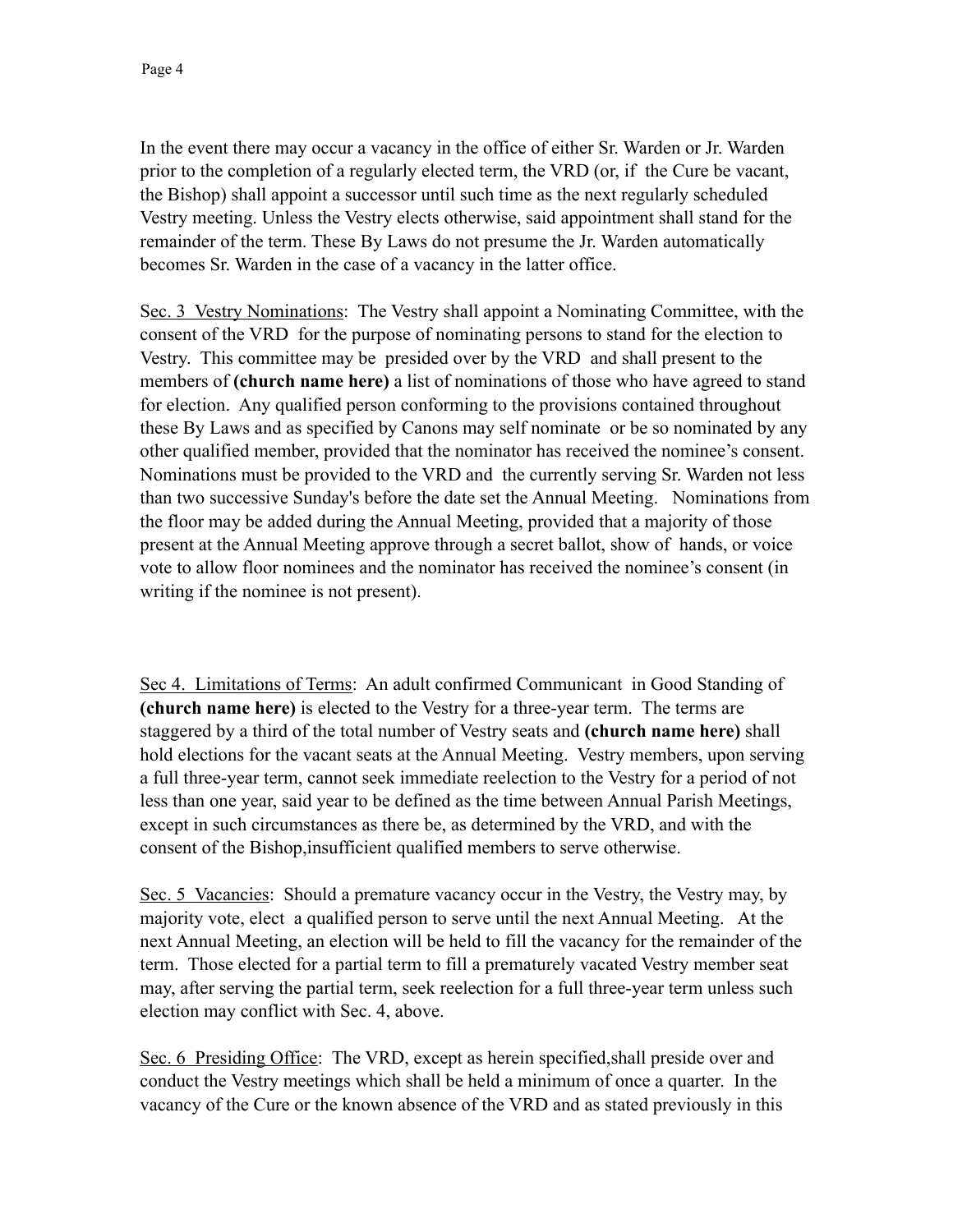In the event there may occur a vacancy in the office of either Sr. Warden or Jr. Warden prior to the completion of a regularly elected term, the VRD (or, if the Cure be vacant, the Bishop) shall appoint a successor until such time as the next regularly scheduled Vestry meeting. Unless the Vestry elects otherwise, said appointment shall stand for the remainder of the term. These By Laws do not presume the Jr. Warden automatically becomes Sr. Warden in the case of a vacancy in the latter office.

<u>Sec. 3 Vestry Nominations</u>: The Vestry shall appoint a Nominating Committee, with the consent of the VRD for the purpose of nominating persons to stand for the election to Vestry. This committee may be presided over by the VRD and shall present to the members of **(church name here)** a list of nominations of those who have agreed to stand for election. Any qualified person conforming to the provisions contained throughout these By Laws and as specified by Canons may self nominate or be so nominated by any other qualified member, provided that the nominator has received the nominee's consent. Nominations must be provided to the VRD and the currently serving Sr. Warden not less than two successive Sunday's before the date set the Annual Meeting. Nominations from the floor may be added during the Annual Meeting, provided that a majority of those present at the Annual Meeting approve through a secret ballot, show of hands, or voice vote to allow floor nominees and the nominator has received the nominee's consent (in writing if the nominee is not present).

<u>Sec 4. Limitations of Terms</u>: An adult confirmed Communicant in Good Standing of **(church name here)** is elected to the Vestry for a three-year term. The terms are staggered by a third of the total number of Vestry seats and **(church name here)** shall hold elections for the vacant seats at the Annual Meeting. Vestry members, upon serving a full three-year term, cannot seek immediate reelection to the Vestry for a period of not less than one year, said year to be defined as the time between Annual Parish Meetings, except in such circumstances as there be, as determined by the VRD, and with the consent of the Bishop,insufficient qualified members to serve otherwise.

<u>Sec. 5 Vacancies</u>: Should a premature vacancy occur in the Vestry, the Vestry may, by majority vote, elect a qualified person to serve until the next Annual Meeting. At the next Annual Meeting, an election will be held to fill the vacancy for the remainder of the term. Those elected for a partial term to fill a prematurely vacated Vestry member seat may, after serving the partial term, seek reelection for a full three-year term unless such election may conflict with Sec. 4, above.

<u>Sec. 6 Presiding Office</u>: The VRD, except as herein specified,shall preside over and conduct the Vestry meetings which shall be held a minimum of once a quarter. In the vacancy of the Cure or the known absence of the VRD and as stated previously in this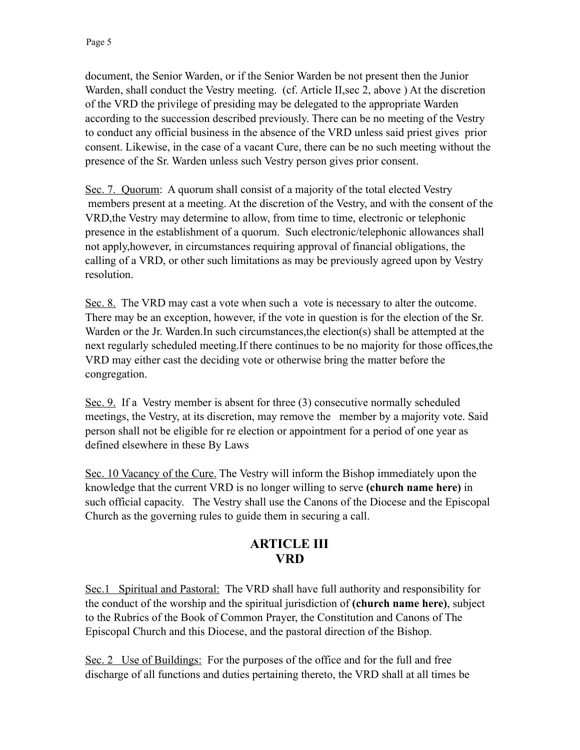document, the Senior Warden, or if the Senior Warden be not present then the Junior Warden, shall conduct the Vestry meeting. (cf. Article II,sec 2, above ) At the discretion of the VRD the privilege of presiding may be delegated to the appropriate Warden according to the succession described previously. There can be no meeting of the Vestry to conduct any official business in the absence of the VRD unless said priest gives prior consent. Likewise, in the case of a vacant Cure, there can be no such meeting without the presence of the Sr. Warden unless such Vestry person gives prior consent.

Sec. 7. Quorum: A quorum shall consist of a majority of the total elected Vestry members present at a meeting. At the discretion of the Vestry, and with the consent of the VRD,the Vestry may determine to allow, from time to time, electronic or telephonic presence in the establishment of a quorum. Such electronic/telephonic allowances shall not apply,however, in circumstances requiring approval of financial obligations, the calling of a VRD, or other such limitations as may be previously agreed upon by Vestry resolution.

Sec. 8. The VRD may cast a vote when such a vote is necessary to alter the outcome. There may be an exception, however, if the vote in question is for the election of the Sr. Warden or the Jr. Warden.In such circumstances,the election(s) shall be attempted at the next regularly scheduled meeting.If there continues to be no majority for those offices,the VRD may either cast the deciding vote or otherwise bring the matter before the congregation.

Sec. 9. If a Vestry member is absent for three (3) consecutive normally scheduled meetings, the Vestry, at its discretion, may remove the member by a majority vote. Said person shall not be eligible for re election or appointment for a period of one year as defined elsewhere in these By Laws

Sec. 10 Vacancy of the Cure. The Vestry will inform the Bishop immediately upon the knowledge that the current VRD is no longer willing to serve **(church name here)** in such official capacity. The Vestry shall use the Canons of the Diocese and the Episcopal Church as the governing rules to guide them in securing a call.

## ARTICLE III
## VRD

Sec.1 Spiritual and Pastoral: The VRD shall have full authority and responsibility for the conduct of the worship and the spiritual jurisdiction of **(church name here)**, subject to the Rubrics of the Book of Common Prayer, the Constitution and Canons of The Episcopal Church and this Diocese, and the pastoral direction of the Bishop.

Sec. 2 Use of Buildings: For the purposes of the office and for the full and free discharge of all functions and duties pertaining thereto, the VRD shall at all times be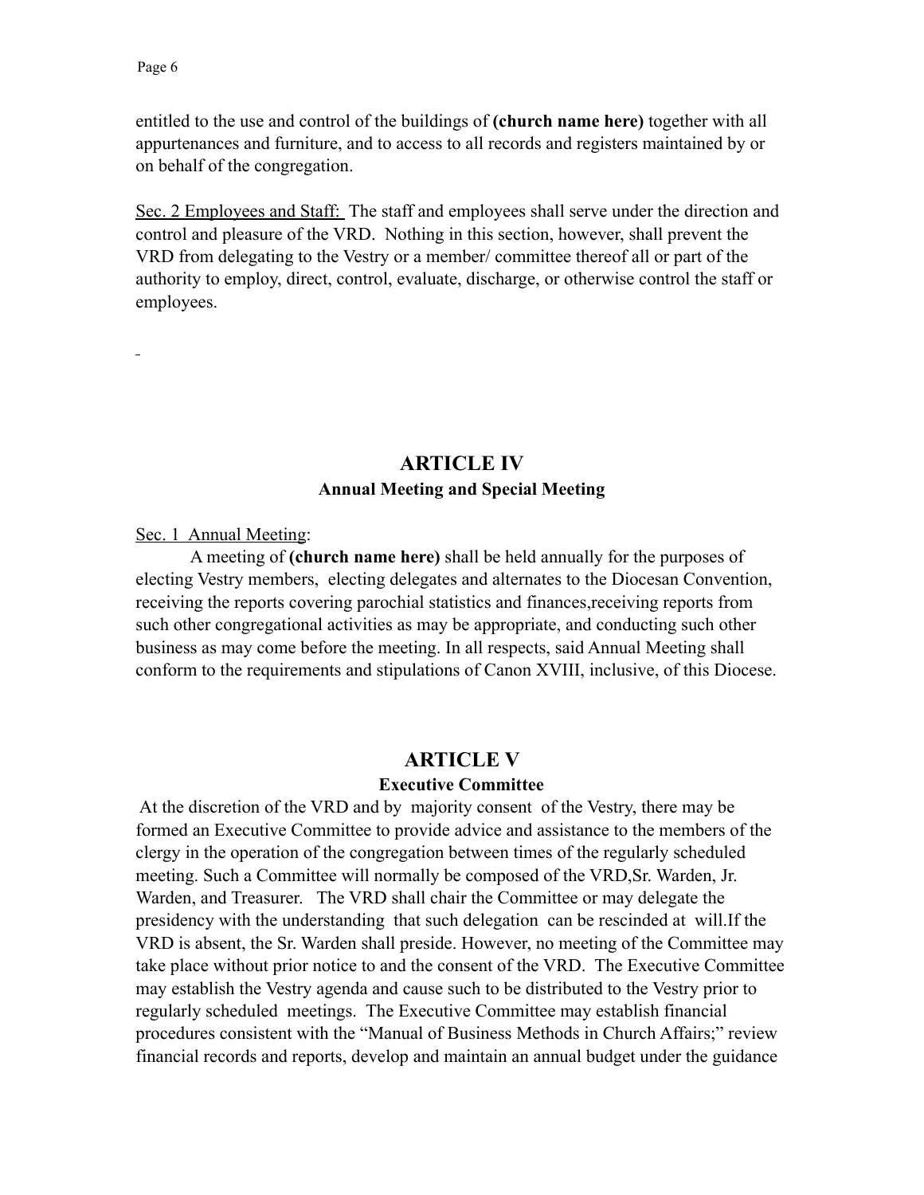entitled to the use and control of the buildings of **(church name here)** together with all appurtenances and furniture, and to access to all records and registers maintained by or on behalf of the congregation.

<u>Sec. 2 Employees and Staff:</u> The staff and employees shall serve under the direction and control and pleasure of the VRD. Nothing in this section, however, shall prevent the VRD from delegating to the Vestry or a member/ committee thereof all or part of the authority to employ, direct, control, evaluate, discharge, or otherwise control the staff or employees.

## ARTICLE IV

### Annual Meeting and Special Meeting

<u>Sec. 1 Annual Meeting</u>:

A meeting of **(church name here)** shall be held annually for the purposes of electing Vestry members, electing delegates and alternates to the Diocesan Convention, receiving the reports covering parochial statistics and finances,receiving reports from such other congregational activities as may be appropriate, and conducting such other business as may come before the meeting. In all respects, said Annual Meeting shall conform to the requirements and stipulations of Canon XVIII, inclusive, of this Diocese.

## ARTICLE V

### Executive Committee

At the discretion of the VRD and by majority consent of the Vestry, there may be formed an Executive Committee to provide advice and assistance to the members of the clergy in the operation of the congregation between times of the regularly scheduled meeting. Such a Committee will normally be composed of the VRD,Sr. Warden, Jr. Warden, and Treasurer. The VRD shall chair the Committee or may delegate the presidency with the understanding that such delegation can be rescinded at will.If the VRD is absent, the Sr. Warden shall preside. However, no meeting of the Committee may take place without prior notice to and the consent of the VRD. The Executive Committee may establish the Vestry agenda and cause such to be distributed to the Vestry prior to regularly scheduled meetings. The Executive Committee may establish financial procedures consistent with the "Manual of Business Methods in Church Affairs;" review financial records and reports, develop and maintain an annual budget under the guidance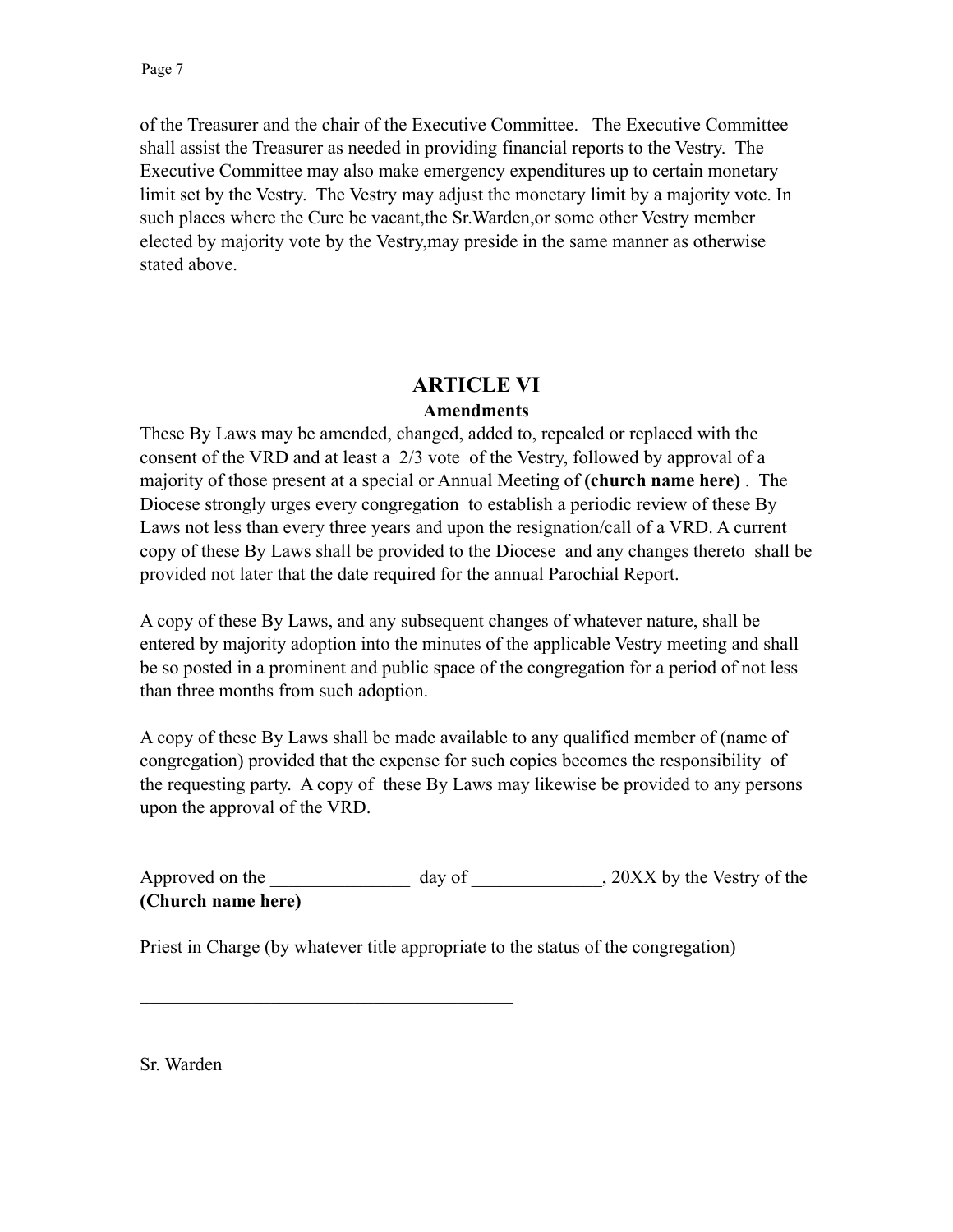of the Treasurer and the chair of the Executive Committee. The Executive Committee shall assist the Treasurer as needed in providing financial reports to the Vestry. The Executive Committee may also make emergency expenditures up to certain monetary limit set by the Vestry. The Vestry may adjust the monetary limit by a majority vote. In such places where the Cure be vacant,the Sr.Warden,or some other Vestry member elected by majority vote by the Vestry,may preside in the same manner as otherwise stated above.

## ARTICLE VI

### Amendments

These By Laws may be amended, changed, added to, repealed or replaced with the consent of the VRD and at least a 2/3 vote of the Vestry, followed by approval of a majority of those present at a special or Annual Meeting of **(church name here)** . The Diocese strongly urges every congregation to establish a periodic review of these By Laws not less than every three years and upon the resignation/call of a VRD. A current copy of these By Laws shall be provided to the Diocese and any changes thereto shall be provided not later that the date required for the annual Parochial Report.

A copy of these By Laws, and any subsequent changes of whatever nature, shall be entered by majority adoption into the minutes of the applicable Vestry meeting and shall be so posted in a prominent and public space of the congregation for a period of not less than three months from such adoption.

A copy of these By Laws shall be made available to any qualified member of (name of congregation) provided that the expense for such copies becomes the responsibility of the requesting party. A copy of these By Laws may likewise be provided to any persons upon the approval of the VRD.

Approved on the _______________ day of ______________, 20XX by the Vestry of the **(Church name here)**

Priest in Charge (by whatever title appropriate to the status of the congregation)

_________________________________________

Sr. Warden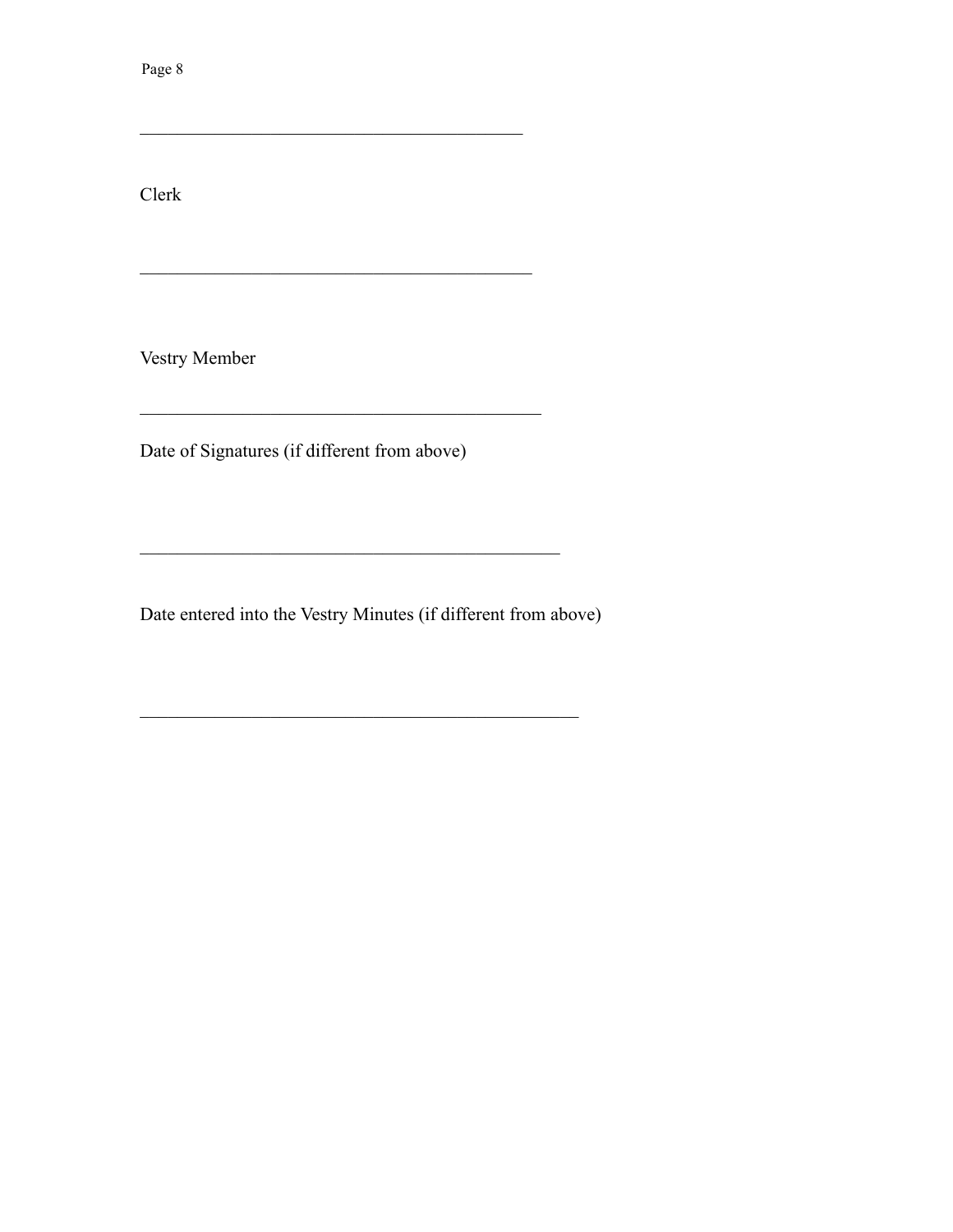\_\_\_\_\_\_\_\_\_\_\_\_\_\_\_\_\_\_\_\_\_\_\_\_\_\_\_\_\_\_\_\_\_\_\_\_\_\_\_\_\_\_

Clerk

\_\_\_\_\_\_\_\_\_\_\_\_\_\_\_\_\_\_\_\_\_\_\_\_\_\_\_\_\_\_\_\_\_\_\_\_\_\_\_\_\_\_\_

Vestry Member

\_\_\_\_\_\_\_\_\_\_\_\_\_\_\_\_\_\_\_\_\_\_\_\_\_\_\_\_\_\_\_\_\_\_\_\_\_\_\_\_\_\_\_\_

Date of Signatures (if different from above)

\_\_\_\_\_\_\_\_\_\_\_\_\_\_\_\_\_\_\_\_\_\_\_\_\_\_\_\_\_\_\_\_\_\_\_\_\_\_\_\_\_\_\_\_\_\_

Date entered into the Vestry Minutes (if different from above)

\_\_\_\_\_\_\_\_\_\_\_\_\_\_\_\_\_\_\_\_\_\_\_\_\_\_\_\_\_\_\_\_\_\_\_\_\_\_\_\_\_\_\_\_\_\_\_\_